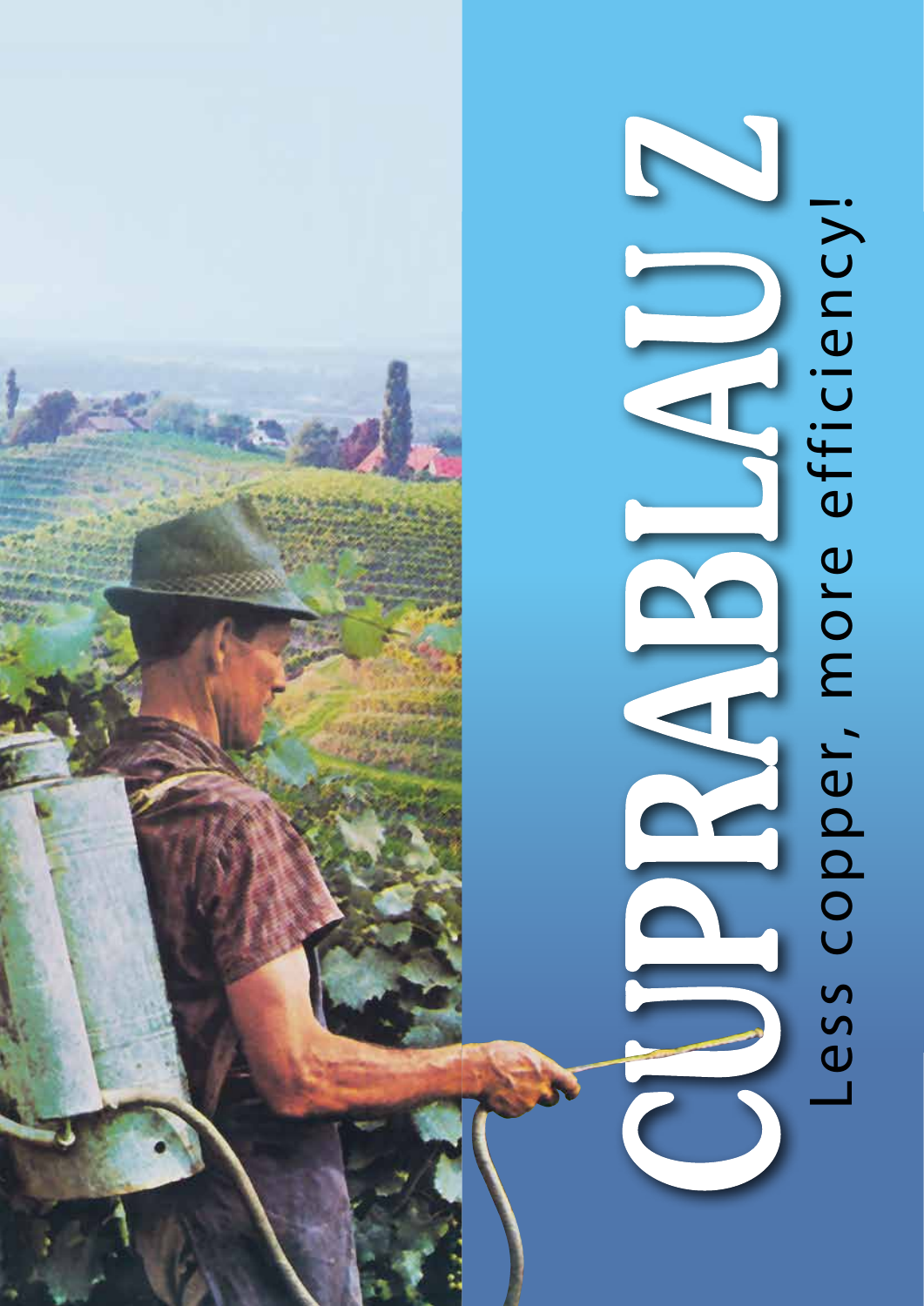# CUPRABLAU Z

Less copper, more efficiency!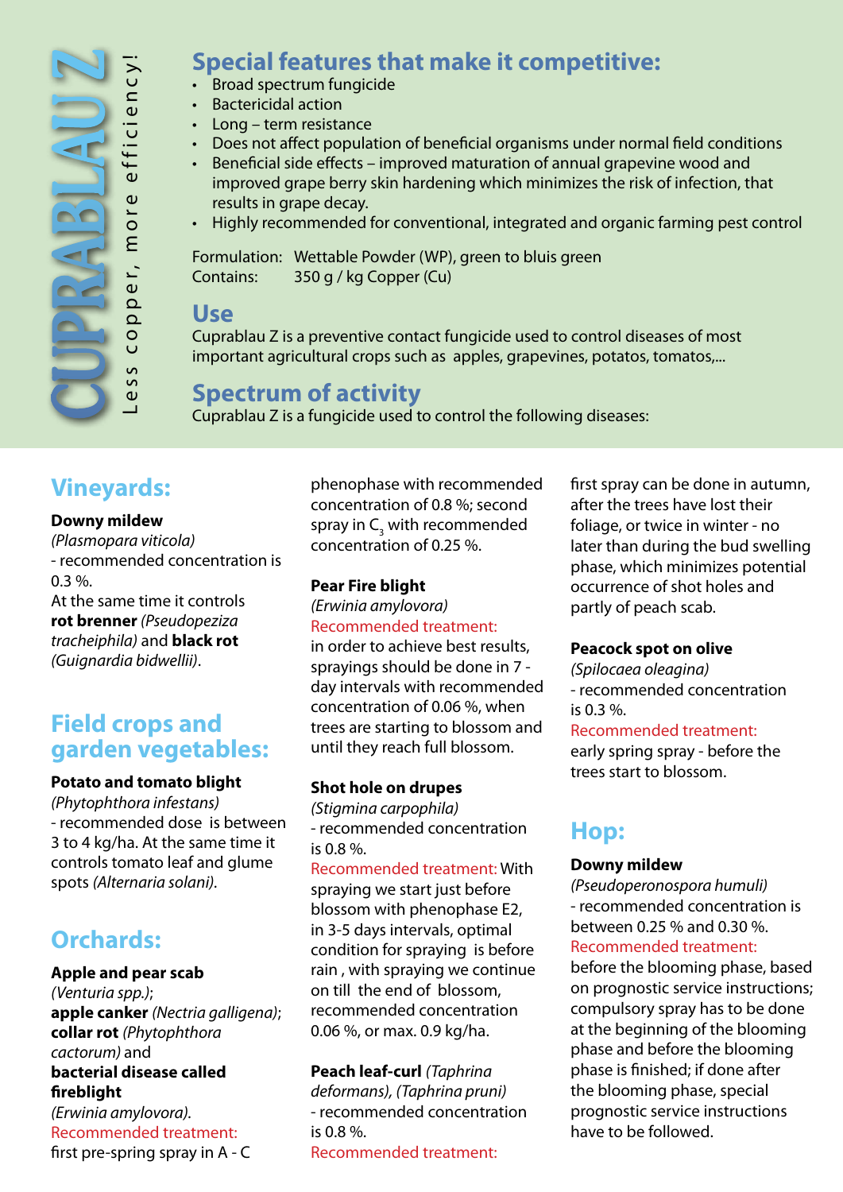# CUPRABLAU Z

Less copper, more efficiency!

## Special features that make it competitive:

- Broad spectrum fungicide
- Bactericidal action
- Long – term resistance
- Does not affect population of beneficial organisms under normal field conditions
- Beneficial side effects – improved maturation of annual grapevine wood and improved grape berry skin hardening which minimizes the risk of infection, that results in grape decay.
- Highly recommended for conventional, integrated and organic farming pest control

Formulation: Wettable Powder (WP), green to bluis green
Contains: 350 g / kg Copper (Cu)

## Use

Cuprablau Z is a preventive contact fungicide used to control diseases of most important agricultural crops such as apples, grapevines, potatos, tomatos,...

## Spectrum of activity

Cuprablau Z is a fungicide used to control the following diseases:

## Vineyards:

**Downy mildew**
*(Plasmopara viticola)*
- recommended concentration is 0.3 %.

At the same time it controls **rot brenner** *(Pseudopeziza tracheiphila)* and **black rot** *(Guignardia bidwellii)*.

## Field crops and garden vegetables:

**Potato and tomato blight**
*(Phytophthora infestans)*
- recommended dose is between 3 to 4 kg/ha. At the same time it controls tomato leaf and glume spots *(Alternaria solani)*.

## Orchards:

**Apple and pear scab**
*(Venturia spp.)*;
**apple canker** *(Nectria galligena)*;
**collar rot** *(Phytophthora cactorum)* and
**bacterial disease called fireblight**
*(Erwinia amylovora)*.
Recommended treatment:
first pre-spring spray in A - C phenophase with recommended concentration of 0.8 %; second spray in $C_3$ with recommended concentration of 0.25 %.

**Pear Fire blight**
*(Erwinia amylovora)*
Recommended treatment:
in order to achieve best results, sprayings should be done in 7 - day intervals with recommended concentration of 0.06 %, when trees are starting to blossom and until they reach full blossom.

**Shot hole on drupes**
*(Stigmina carpophila)*
- recommended concentration is 0.8 %.

Recommended treatment: With spraying we start just before blossom with phenophase E2, in 3-5 days intervals, optimal condition for spraying is before rain , with spraying we continue on till the end of blossom, recommended concentration 0.06 %, or max. 0.9 kg/ha.

**Peach leaf-curl** *(Taphrina deformans), (Taphrina pruni)*
- recommended concentration is 0.8 %.

Recommended treatment:
first spray can be done in autumn, after the trees have lost their foliage, or twice in winter - no later than during the bud swelling phase, which minimizes potential occurrence of shot holes and partly of peach scab.

**Peacock spot on olive**
*(Spilocaea oleagina)*
- recommended concentration is 0.3 %.

Recommended treatment:
early spring spray - before the trees start to blossom.

## Hop:

**Downy mildew**
*(Pseudoperonospora humuli)*
- recommended concentration is between 0.25 % and 0.30 %.

Recommended treatment:
before the blooming phase, based on prognostic service instructions; compulsory spray has to be done at the beginning of the blooming phase and before the blooming phase is finished; if done after the blooming phase, special prognostic service instructions have to be followed.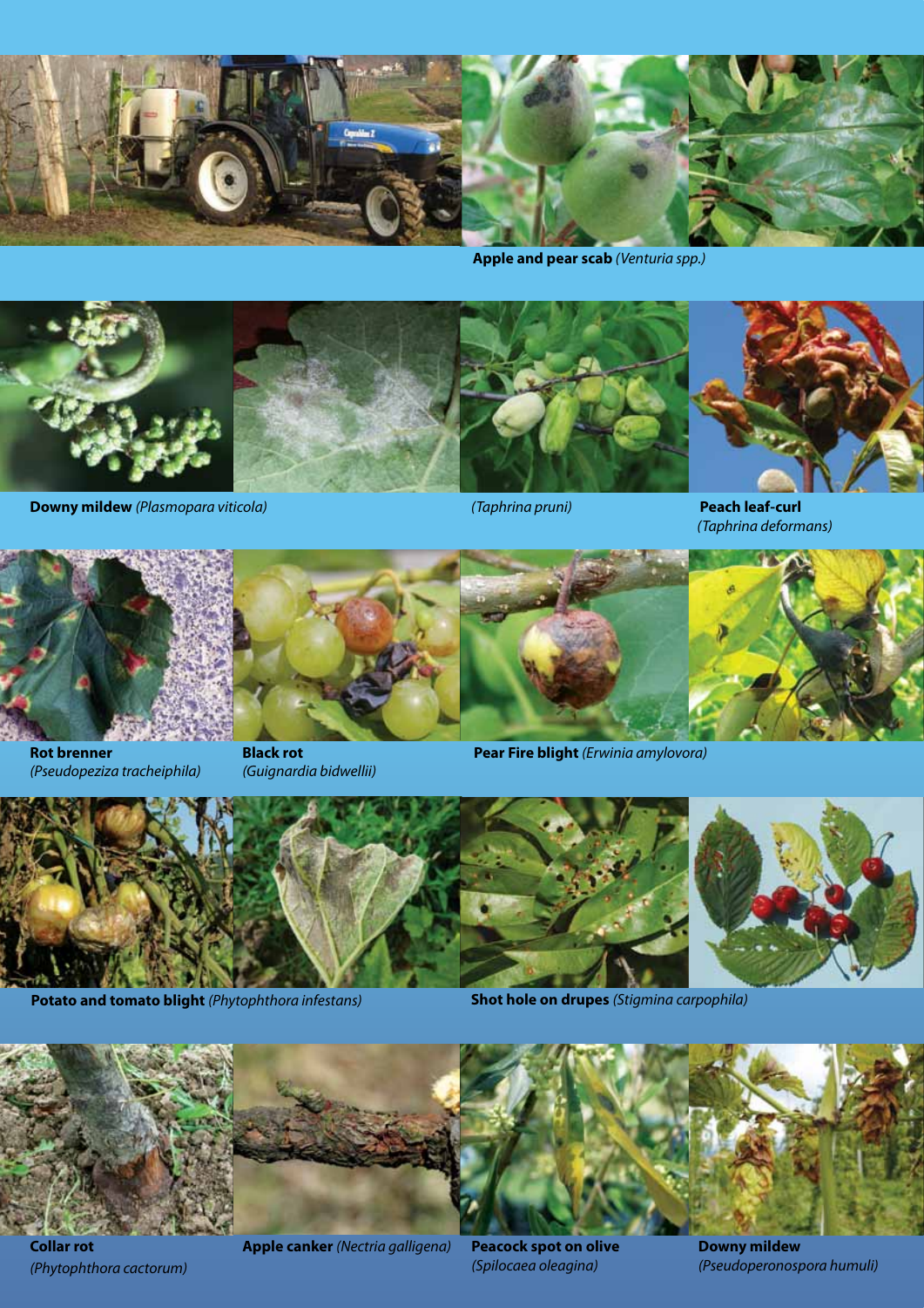**Apple and pear scab** *(Venturia spp.)*

**Downy mildew** *(Plasmopara viticola)*

*(Taphrina pruni)*

**Peach leaf-curl** *(Taphrina deformans)*

**Rot brenner** *(Pseudopeziza tracheiphila)*

**Black rot** *(Guignardia bidwellii)*

**Pear Fire blight** *(Erwinia amylovora)*

**Potato and tomato blight** *(Phytophthora infestans)*

**Shot hole on drupes** *(Stigmina carpophila)*

**Collar rot** *(Phytophthora cactorum)*

**Apple canker** *(Nectria galligena)*

**Peacock spot on olive** *(Spilocaea oleagina)*

**Downy mildew** *(Pseudoperonospora humuli)*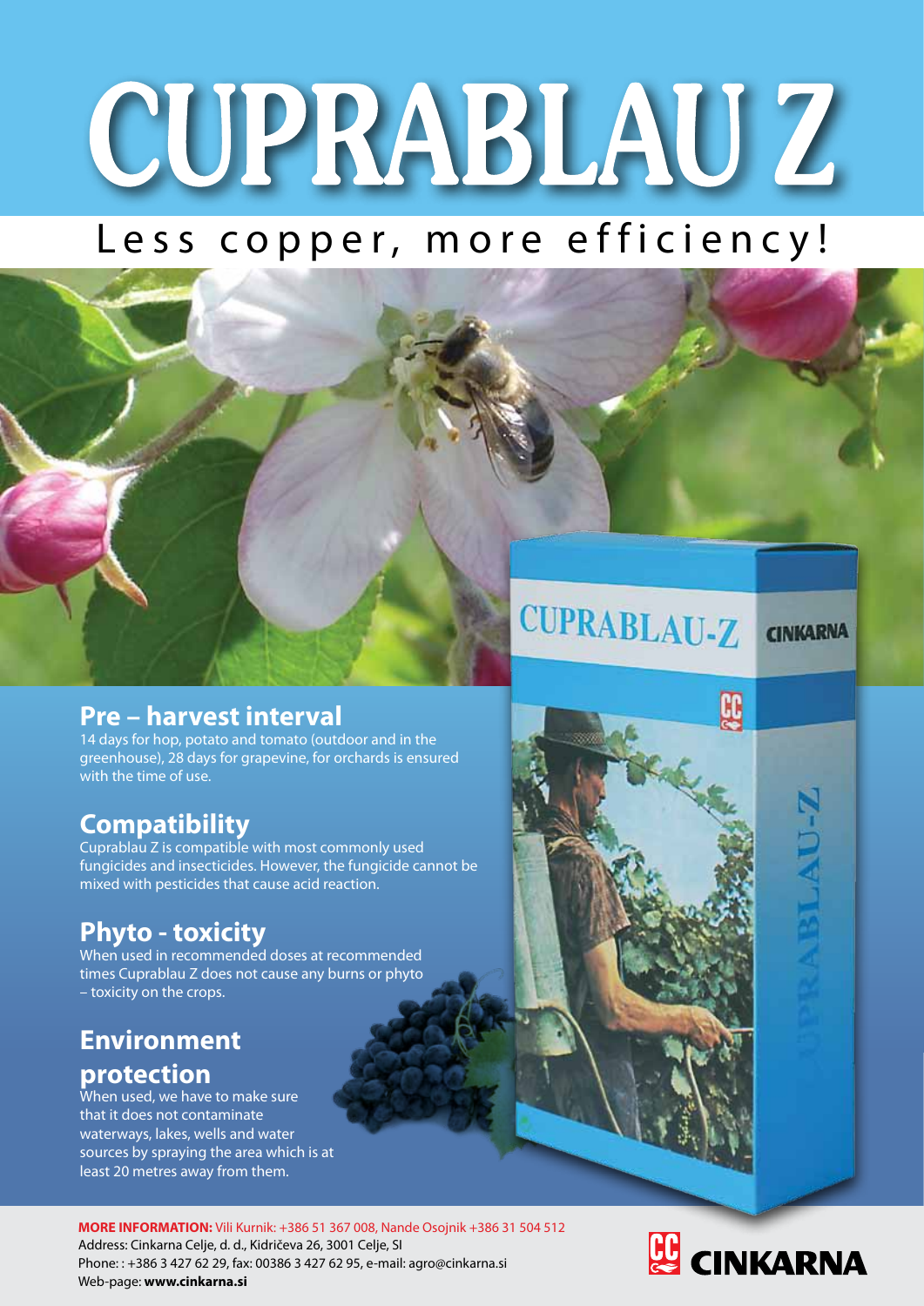# CUPRABLAU Z

Less copper, more efficiency!

## Pre – harvest interval

14 days for hop, potato and tomato (outdoor and in the greenhouse), 28 days for grapevine, for orchards is ensured with the time of use.

## Compatibility

Cuprablau Z is compatible with most commonly used fungicides and insecticides. However, the fungicide cannot be mixed with pesticides that cause acid reaction.

## Phyto - toxicity

When used in recommended doses at recommended times Cuprablau Z does not cause any burns or phyto – toxicity on the crops.

## Environment protection

When used, we have to make sure that it does not contaminate waterways, lakes, wells and water sources by spraying the area which is at least 20 metres away from them.

**MORE INFORMATION:** Vili Kurnik: +386 51 367 008, Nande Osojnik +386 31 504 512
Address: Cinkarna Celje, d. d., Kidričeva 26, 3001 Celje, SI
Phone: : +386 3 427 62 29, fax: 00386 3 427 62 95, e-mail: agro@cinkarna.si
Web-page: **www.cinkarna.si**

CINKARNA